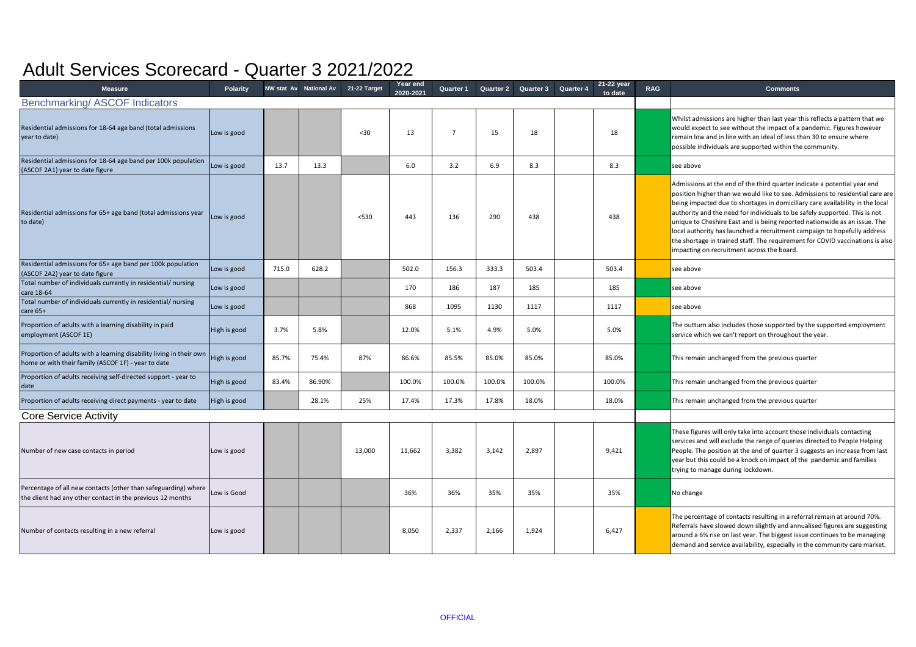# Adult Services Scorecard - Quarter 3 2021/2022

| Measure | Polarity | NW stat Av | National Av | 21-22 Target | Year end 2020-2021 | Quarter 1 | Quarter 2 | Quarter 3 | Quarter 4 | 21-22 year to date | RAG | Comments |
|---|---|---|---|---|---|---|---|---|---|---|---|---|
| **Benchmarking/ ASCOF Indicators** | | | | | | | | | | | | |
| Residential admissions for 18-64 age band (total admissions year to date) | Low is good | | | <30 | 13 | 7 | 15 | 18 | | 18 | | Whilst admissions are higher than last year this reflects a pattern that we would expect to see without the impact of a pandemic. Figures however remain low and in line with an ideal of less than 30 to ensure where possible individuals are supported within the community. |
| Residential admissions for 18-64 age band per 100k population (ASCOF 2A1) year to date figure | Low is good | 13.7 | 13.3 | | 6.0 | 3.2 | 6.9 | 8.3 | | 8.3 | | see above |
| Residential admissions for 65+ age band (total admissions year to date) | Low is good | | | <530 | 443 | 136 | 290 | 438 | | 438 | | Admissions at the end of the third quarter indicate a potential year end position higher than we would like to see. Admissions to residential care are being impacted due to shortages in domiciliary care availability in the local authority and the need for individuals to be safely supported. This is not unique to Cheshire East and is being reported nationwide as an issue. The local authority has launched a recruitment campaign to hopefully address the shortage in trained staff. The requirement for COVID vaccinations is also impacting on recruitment across the board. |
| Residential admissions for 65+ age band per 100k population (ASCOF 2A2) year to date figure | Low is good | 715.0 | 628.2 | | 502.0 | 156.3 | 333.3 | 503.4 | | 503.4 | | see above |
| Total number of individuals currently in residential/ nursing care 18-64 | Low is good | | | | 170 | 186 | 187 | 185 | | 185 | | see above |
| Total number of individuals currently in residential/ nursing care 65+ | Low is good | | | | 868 | 1095 | 1130 | 1117 | | 1117 | | see above |
| Proportion of adults with a learning disability in paid employment (ASCOF 1E) | High is good | 3.7% | 5.8% | | 12.0% | 5.1% | 4.9% | 5.0% | | 5.0% | | The outturn also includes those supported by the supported employment service which we can't report on throughout the year. |
| Proportion of adults with a learning disability living in their own home or with their family (ASCOF 1F) - year to date | High is good | 85.7% | 75.4% | 87% | 86.6% | 85.5% | 85.0% | 85.0% | | 85.0% | | This remain unchanged from the previous quarter |
| Proportion of adults receiving self-directed support - year to date | High is good | 83.4% | 86.90% | | 100.0% | 100.0% | 100.0% | 100.0% | | 100.0% | | This remain unchanged from the previous quarter |
| Proportion of adults receiving direct payments - year to date | High is good | | 28.1% | 25% | 17.4% | 17.3% | 17.8% | 18.0% | | 18.0% | | This remain unchanged from the previous quarter |
| **Core Service Activity** | | | | | | | | | | | | |
| Number of new case contacts in period | Low is good | | | 13,000 | 11,662 | 3,382 | 3,142 | 2,897 | | 9,421 | | These figures will only take into account those individuals contacting services and will exclude the range of queries directed to People Helping People. The position at the end of quarter 3 suggests an increase from last year but this could be a knock on impact of the pandemic and families trying to manage during lockdown. |
| Percentage of all new contacts (other than safeguarding) where the client had any other contact in the previous 12 months | Low is Good | | | | 36% | 36% | 35% | 35% | | 35% | | No change |
| Number of contacts resulting in a new referral | Low is good | | | | 8,050 | 2,337 | 2,166 | 1,924 | | 6,427 | | The percentage of contacts resulting in a referral remain at around 70%. Referrals have slowed down slightly and annualised figures are suggesting around a 6% rise on last year. The biggest issue continues to be managing demand and service availability, especially in the community care market. |

OFFICIAL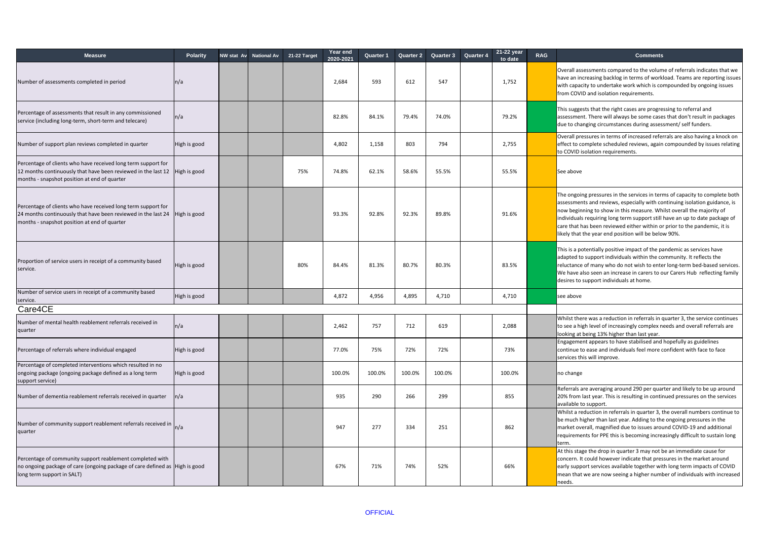| Measure | Polarity | NW stat Av | National Av | 21-22 Target | Year end 2020-2021 | Quarter 1 | Quarter 2 | Quarter 3 | Quarter 4 | 21-22 year to date | RAG | Comments |
|---|---|---|---|---|---|---|---|---|---|---|---|---|
| Number of assessments completed in period | n/a | | | | 2,684 | 593 | 612 | 547 | | 1,752 | | Overall assessments compared to the volume of referrals indicates that we have an increasing backlog in terms of workload. Teams are reporting issues with capacity to undertake work which is compounded by ongoing issues from COVID and isolation requirements. |
| Percentage of assessments that result in any commissioned service (including long-term, short-term and telecare) | n/a | | | | 82.8% | 84.1% | 79.4% | 74.0% | | 79.2% | | This suggests that the right cases are progressing to referral and assessment. There will always be some cases that don't result in packages due to changing circumstances during assessment/ self funders. |
| Number of support plan reviews completed in quarter | High is good | | | | 4,802 | 1,158 | 803 | 794 | | 2,755 | | Overall pressures in terms of increased referrals are also having a knock on effect to complete scheduled reviews, again compounded by issues relating to COVID isolation requirements. |
| Percentage of clients who have received long term support for 12 months continuously that have been reviewed in the last 12 months - snapshot position at end of quarter | High is good | | | 75% | 74.8% | 62.1% | 58.6% | 55.5% | | 55.5% | | See above |
| Percentage of clients who have received long term support for 24 months continuously that have been reviewed in the last 24 months - snapshot position at end of quarter | High is good | | | | 93.3% | 92.8% | 92.3% | 89.8% | | 91.6% | | The ongoing pressures in the services in terms of capacity to complete both assessments and reviews, especially with continuing isolation guidance, is now beginning to show in this measure. Whilst overall the majority of individuals requiring long term support still have an up to date package of care that has been reviewed either within or prior to the pandemic, it is likely that the year end position will be below 90%. |
| Proportion of service users in receipt of a community based service. | High is good | | | 80% | 84.4% | 81.3% | 80.7% | 80.3% | | 83.5% | | This is a potentially positive impact of the pandemic as services have adapted to support individuals within the community. It reflects the reluctance of many who do not wish to enter long-term bed-based services. We have also seen an increase in carers to our Carers Hub reflecting family desires to support individuals at home. |
| Number of service users in receipt of a community based service. | High is good | | | | 4,872 | 4,956 | 4,895 | 4,710 | | 4,710 | | see above |
| **Care4CE** | | | | | | | | | | | | |
| Number of mental health reablement referrals received in quarter | n/a | | | | 2,462 | 757 | 712 | 619 | | 2,088 | | Whilst there was a reduction in referrals in quarter 3, the service continues to see a high level of increasingly complex needs and overall referrals are looking at being 13% higher than last year. |
| Percentage of referrals where individual engaged | High is good | | | | 77.0% | 75% | 72% | 72% | | 73% | | Engagement appears to have stabilised and hopefully as guidelines continue to ease and individuals feel more confident with face to face services this will improve. |
| Percentage of completed interventions which resulted in no ongoing package (ongoing package defined as a long term support service) | High is good | | | | 100.0% | 100.0% | 100.0% | 100.0% | | 100.0% | | no change |
| Number of dementia reablement referrals received in quarter | n/a | | | | 935 | 290 | 266 | 299 | | 855 | | Referrals are averaging around 290 per quarter and likely to be up around 20% from last year. This is resulting in continued pressures on the services available to support. |
| Number of community support reablement referrals received in quarter | n/a | | | | 947 | 277 | 334 | 251 | | 862 | | Whilst a reduction in referrals in quarter 3, the overall numbers continue to be much higher than last year. Adding to the ongoing pressures in the market overall, magnified due to issues around COVID-19 and additional requirements for PPE this is becoming increasingly difficult to sustain long term. |
| Percentage of community support reablement completed with no ongoing package of care (ongoing package of care defined as long term support in SALT) | High is good | | | | 67% | 71% | 74% | 52% | | 66% | | At this stage the drop in quarter 3 may not be an immediate cause for concern. It could however indicate that pressures in the market around early support services available together with long term impacts of COVID mean that we are now seeing a higher number of individuals with increased needs. |

OFFICIAL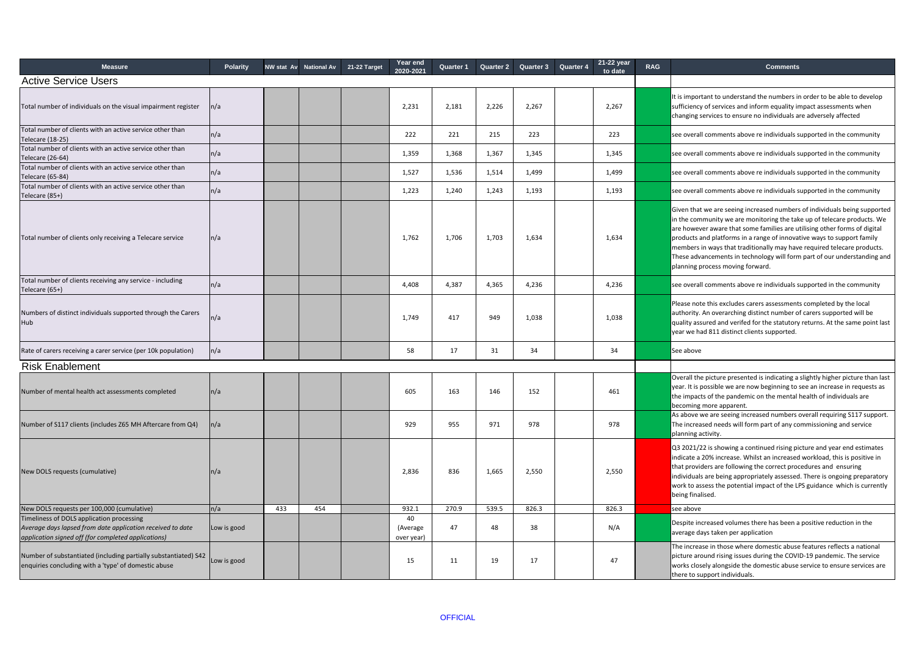| Measure | Polarity | NW stat Av | National Av | 21-22 Target | Year end 2020-2021 | Quarter 1 | Quarter 2 | Quarter 3 | Quarter 4 | 21-22 year to date | RAG | Comments |
|---|---|---|---|---|---|---|---|---|---|---|---|---|
| **Active Service Users** | | | | | | | | | | | | |
| Total number of individuals on the visual impairment register | n/a | | | | 2,231 | 2,181 | 2,226 | 2,267 | | 2,267 | | It is important to understand the numbers in order to be able to develop sufficiency of services and inform equality impact assessments when changing services to ensure no individuals are adversely affected |
| Total number of clients with an active service other than Telecare (18-25) | n/a | | | | 222 | 221 | 215 | 223 | | 223 | | see overall comments above re individuals supported in the community |
| Total number of clients with an active service other than Telecare (26-64) | n/a | | | | 1,359 | 1,368 | 1,367 | 1,345 | | 1,345 | | see overall comments above re individuals supported in the community |
| Total number of clients with an active service other than Telecare (65-84) | n/a | | | | 1,527 | 1,536 | 1,514 | 1,499 | | 1,499 | | see overall comments above re individuals supported in the community |
| Total number of clients with an active service other than Telecare (85+) | n/a | | | | 1,223 | 1,240 | 1,243 | 1,193 | | 1,193 | | see overall comments above re individuals supported in the community |
| Total number of clients only receiving a Telecare service | n/a | | | | 1,762 | 1,706 | 1,703 | 1,634 | | 1,634 | | Given that we are seeing increased numbers of individuals being supported in the community we are monitoring the take up of telecare products. We are however aware that some families are utilising other forms of digital products and platforms in a range of innovative ways to support family members in ways that traditionally may have required telecare products. These advancements in technology will form part of our understanding and planning process moving forward. |
| Total number of clients receiving any service - including Telecare (65+) | n/a | | | | 4,408 | 4,387 | 4,365 | 4,236 | | 4,236 | | see overall comments above re individuals supported in the community |
| Numbers of distinct individuals supported through the Carers Hub | n/a | | | | 1,749 | 417 | 949 | 1,038 | | 1,038 | | Please note this excludes carers assessments completed by the local authority. An overarching distinct number of carers supported will be quality assured and verifed for the statutory returns. At the same point last year we had 811 distinct clients supported. |
| Rate of carers receiving a carer service (per 10k population) | n/a | | | | 58 | 17 | 31 | 34 | | 34 | | See above |
| **Risk Enablement** | | | | | | | | | | | | |
| Number of mental health act assessments completed | n/a | | | | 605 | 163 | 146 | 152 | | 461 | | Overall the picture presented is indicating a slightly higher picture than last year. It is possible we are now beginning to see an increase in requests as the impacts of the pandemic on the mental health of individuals are becoming more apparent. |
| Number of S117 clients (includes Z65 MH Aftercare from Q4) | n/a | | | | 929 | 955 | 971 | 978 | | 978 | | As above we are seeing increased numbers overall requiring S117 support. The increased needs will form part of any commissioning and service planning activity. |
| New DOLS requests (cumulative) | n/a | | | | 2,836 | 836 | 1,665 | 2,550 | | 2,550 | | Q3 2021/22 is showing a continued rising picture and year end estimates indicate a 20% increase. Whilst an increased workload, this is positive in that providers are following the correct procedures and ensuring individuals are being appropriately assessed. There is ongoing preparatory work to assess the potential impact of the LPS guidance which is currently being finalised. |
| New DOLS requests per 100,000 (cumulative) | n/a | 433 | 454 | | 932.1 | 270.9 | 539.5 | 826.3 | | 826.3 | | see above |
| Timeliness of DOLS application processing *Average days lapsed from date application received to date application signed off (for completed applications)* | Low is good | | | | 40 (Average over year) | 47 | 48 | 38 | | N/A | | Despite increased volumes there has been a positive reduction in the average days taken per application |
| Number of substantiated (including partially substantiated) S42 enquiries concluding with a 'type' of domestic abuse | Low is good | | | | 15 | 11 | 19 | 17 | | 47 | | The increase in those where domestic abuse features reflects a national picture around rising issues during the COVID-19 pandemic. The service works closely alongside the domestic abuse service to ensure services are there to support individuals. |

OFFICIAL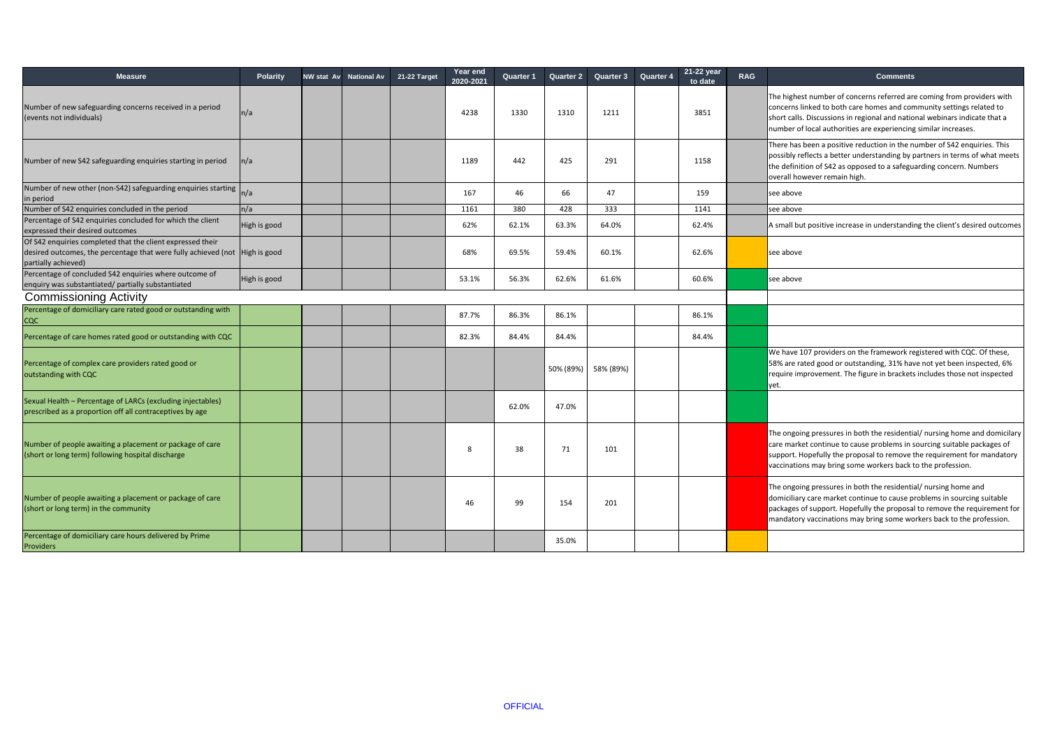| Measure | Polarity | NW stat Av | National Av | 21-22 Target | Year end 2020-2021 | Quarter 1 | Quarter 2 | Quarter 3 | Quarter 4 | 21-22 year to date | RAG | Comments |
|---|---|---|---|---|---|---|---|---|---|---|---|---|
| Number of new safeguarding concerns received in a period (events not individuals) | n/a | | | | 4238 | 1330 | 1310 | 1211 | | 3851 | | The highest number of concerns referred are coming from providers with concerns linked to both care homes and community settings related to short calls. Discussions in regional and national webinars indicate that a number of local authorities are experiencing similar increases. |
| Number of new S42 safeguarding enquiries starting in period | n/a | | | | 1189 | 442 | 425 | 291 | | 1158 | | There has been a positive reduction in the number of S42 enquiries. This possibly reflects a better understanding by partners in terms of what meets the definition of S42 as opposed to a safeguarding concern. Numbers overall however remain high. |
| Number of new other (non-S42) safeguarding enquiries starting in period | n/a | | | | 167 | 46 | 66 | 47 | | 159 | | see above |
| Number of S42 enquiries concluded in the period | n/a | | | | 1161 | 380 | 428 | 333 | | 1141 | | see above |
| Percentage of S42 enquiries concluded for which the client expressed their desired outcomes | High is good | | | | 62% | 62.1% | 63.3% | 64.0% | | 62.4% | | A small but positive increase in understanding the client's desired outcomes |
| Of S42 enquiries completed that the client expressed their desired outcomes, the percentage that were fully achieved (not partially achieved) | High is good | | | | 68% | 69.5% | 59.4% | 60.1% | | 62.6% | | see above |
| Percentage of concluded S42 enquiries where outcome of enquiry was substantiated/ partially substantiated | High is good | | | | 53.1% | 56.3% | 62.6% | 61.6% | | 60.6% | | see above |
| **Commissioning Activity** | | | | | | | | | | | | |
| Percentage of domiciliary care rated good or outstanding with CQC | | | | | 87.7% | 86.3% | 86.1% | | | 86.1% | | |
| Percentage of care homes rated good or outstanding with CQC | | | | | 82.3% | 84.4% | 84.4% | | | 84.4% | | |
| Percentage of complex care providers rated good or outstanding with CQC | | | | | | | 50% (89%) | 58% (89%) | | | | We have 107 providers on the framework registered with CQC. Of these, 58% are rated good or outstanding, 31% have not yet been inspected, 6% require improvement. The figure in brackets includes those not inspected yet. |
| Sexual Health – Percentage of LARCs (excluding injectables) prescribed as a proportion off all contraceptives by age | | | | | | 62.0% | 47.0% | | | | | |
| Number of people awaiting a placement or package of care (short or long term) following hospital discharge | | | | | 8 | 38 | 71 | 101 | | | | The ongoing pressures in both the residential/ nursing home and domicilary care market continue to cause problems in sourcing suitable packages of support. Hopefully the proposal to remove the requirement for mandatory vaccinations may bring some workers back to the profession. |
| Number of people awaiting a placement or package of care (short or long term) in the community | | | | | 46 | 99 | 154 | 201 | | | | The ongoing pressures in both the residential/ nursing home and domiciliary care market continue to cause problems in sourcing suitable packages of support. Hopefully the proposal to remove the requirement for mandatory vaccinations may bring some workers back to the profession. |
| Percentage of domiciliary care hours delivered by Prime Providers | | | | | | | 35.0% | | | | | |

OFFICIAL